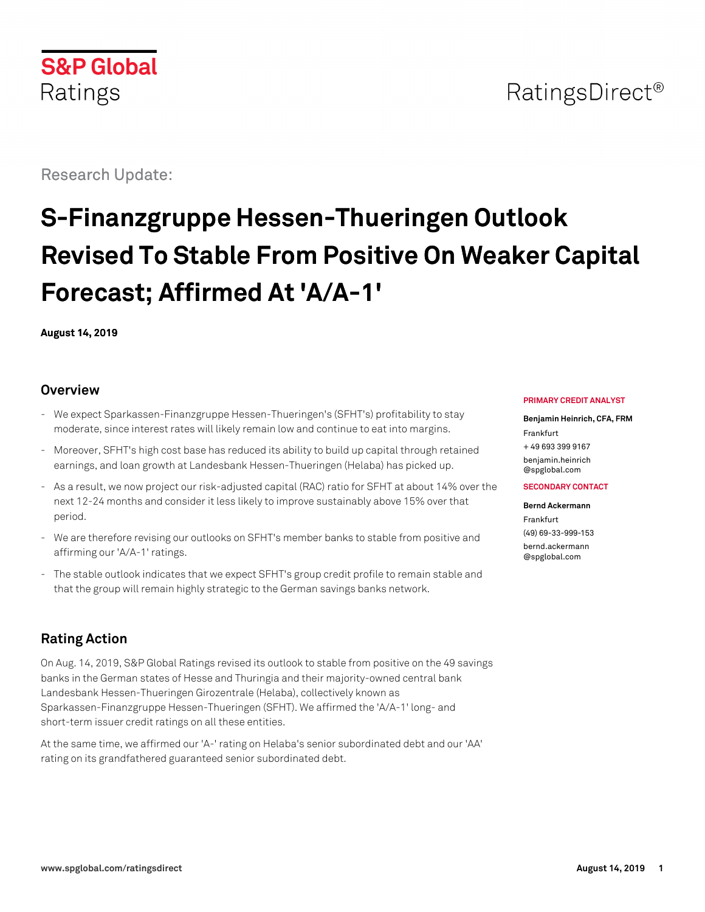S&P Global Ratings

RatingsDirect®

Research Update:

# S-Finanzgruppe Hessen-Thueringen Outlook Revised To Stable From Positive On Weaker Capital Forecast; Affirmed At 'A/A-1'

**August 14, 2019**

**PRIMARY CREDIT ANALYST**

**Benjamin Heinrich, CFA, FRM**
Frankfurt
+ 49 693 399 9167
benjamin.heinrich@spglobal.com

**SECONDARY CONTACT**

**Bernd Ackermann**
Frankfurt
(49) 69-33-999-153
bernd.ackermann@spglobal.com

## Overview

- We expect Sparkassen-Finanzgruppe Hessen-Thueringen's (SFHT's) profitability to stay moderate, since interest rates will likely remain low and continue to eat into margins.
- Moreover, SFHT's high cost base has reduced its ability to build up capital through retained earnings, and loan growth at Landesbank Hessen-Thueringen (Helaba) has picked up.
- As a result, we now project our risk-adjusted capital (RAC) ratio for SFHT at about 14% over the next 12-24 months and consider it less likely to improve sustainably above 15% over that period.
- We are therefore revising our outlooks on SFHT's member banks to stable from positive and affirming our 'A/A-1' ratings.
- The stable outlook indicates that we expect SFHT's group credit profile to remain stable and that the group will remain highly strategic to the German savings banks network.

## Rating Action

On Aug. 14, 2019, S&P Global Ratings revised its outlook to stable from positive on the 49 savings banks in the German states of Hesse and Thuringia and their majority-owned central bank Landesbank Hessen-Thueringen Girozentrale (Helaba), collectively known as Sparkassen-Finanzgruppe Hessen-Thueringen (SFHT). We affirmed the 'A/A-1' long- and short-term issuer credit ratings on all these entities.

At the same time, we affirmed our 'A-' rating on Helaba's senior subordinated debt and our 'AA' rating on its grandfathered guaranteed senior subordinated debt.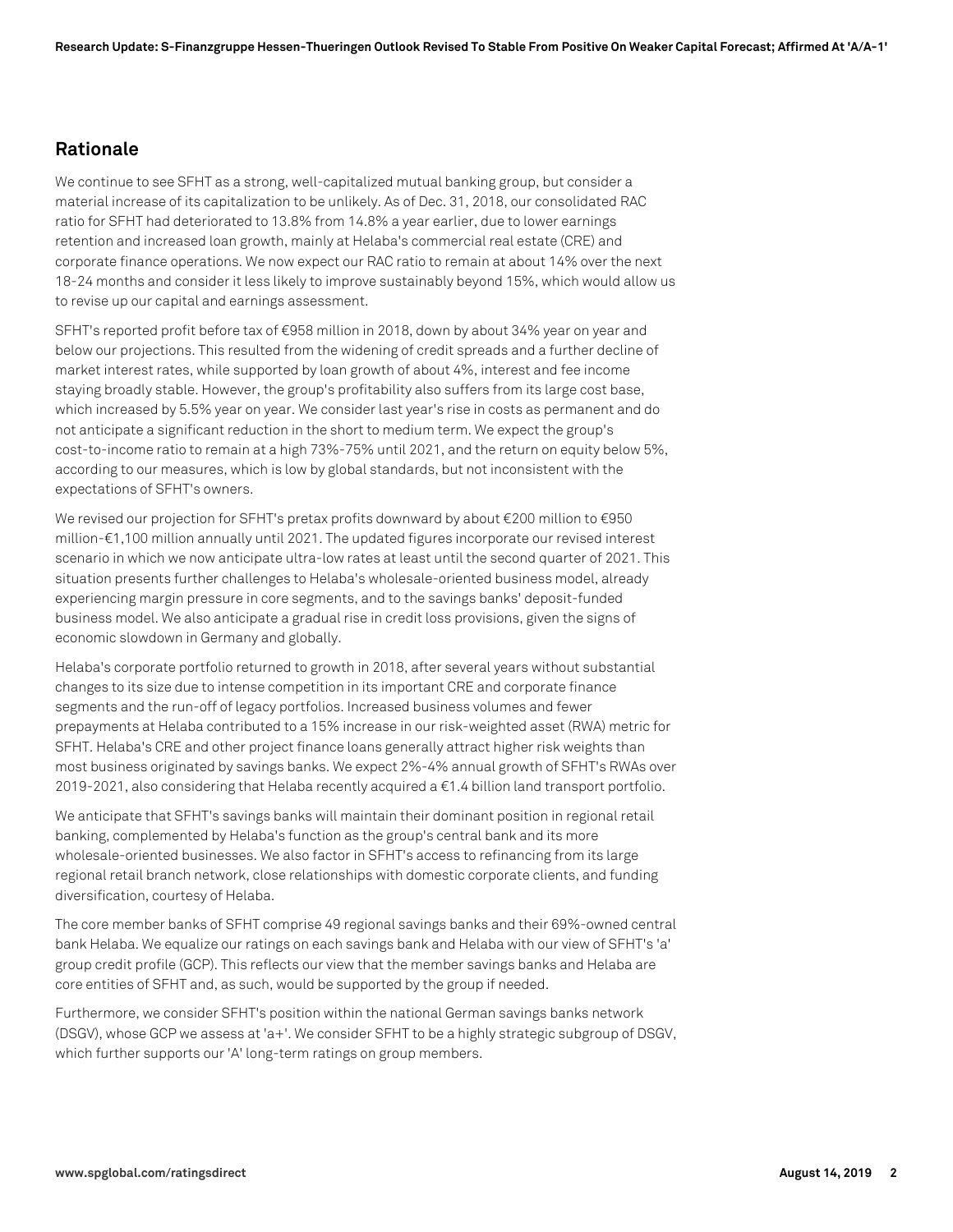## Rationale

We continue to see SFHT as a strong, well-capitalized mutual banking group, but consider a material increase of its capitalization to be unlikely. As of Dec. 31, 2018, our consolidated RAC ratio for SFHT had deteriorated to 13.8% from 14.8% a year earlier, due to lower earnings retention and increased loan growth, mainly at Helaba's commercial real estate (CRE) and corporate finance operations. We now expect our RAC ratio to remain at about 14% over the next 18-24 months and consider it less likely to improve sustainably beyond 15%, which would allow us to revise up our capital and earnings assessment.

SFHT's reported profit before tax of €958 million in 2018, down by about 34% year on year and below our projections. This resulted from the widening of credit spreads and a further decline of market interest rates, while supported by loan growth of about 4%, interest and fee income staying broadly stable. However, the group's profitability also suffers from its large cost base, which increased by 5.5% year on year. We consider last year's rise in costs as permanent and do not anticipate a significant reduction in the short to medium term. We expect the group's cost-to-income ratio to remain at a high 73%-75% until 2021, and the return on equity below 5%, according to our measures, which is low by global standards, but not inconsistent with the expectations of SFHT's owners.

We revised our projection for SFHT's pretax profits downward by about €200 million to €950 million-€1,100 million annually until 2021. The updated figures incorporate our revised interest scenario in which we now anticipate ultra-low rates at least until the second quarter of 2021. This situation presents further challenges to Helaba's wholesale-oriented business model, already experiencing margin pressure in core segments, and to the savings banks' deposit-funded business model. We also anticipate a gradual rise in credit loss provisions, given the signs of economic slowdown in Germany and globally.

Helaba's corporate portfolio returned to growth in 2018, after several years without substantial changes to its size due to intense competition in its important CRE and corporate finance segments and the run-off of legacy portfolios. Increased business volumes and fewer prepayments at Helaba contributed to a 15% increase in our risk-weighted asset (RWA) metric for SFHT. Helaba's CRE and other project finance loans generally attract higher risk weights than most business originated by savings banks. We expect 2%-4% annual growth of SFHT's RWAs over 2019-2021, also considering that Helaba recently acquired a €1.4 billion land transport portfolio.

We anticipate that SFHT's savings banks will maintain their dominant position in regional retail banking, complemented by Helaba's function as the group's central bank and its more wholesale-oriented businesses. We also factor in SFHT's access to refinancing from its large regional retail branch network, close relationships with domestic corporate clients, and funding diversification, courtesy of Helaba.

The core member banks of SFHT comprise 49 regional savings banks and their 69%-owned central bank Helaba. We equalize our ratings on each savings bank and Helaba with our view of SFHT's 'a' group credit profile (GCP). This reflects our view that the member savings banks and Helaba are core entities of SFHT and, as such, would be supported by the group if needed.

Furthermore, we consider SFHT's position within the national German savings banks network (DSGV), whose GCP we assess at 'a+'. We consider SFHT to be a highly strategic subgroup of DSGV, which further supports our 'A' long-term ratings on group members.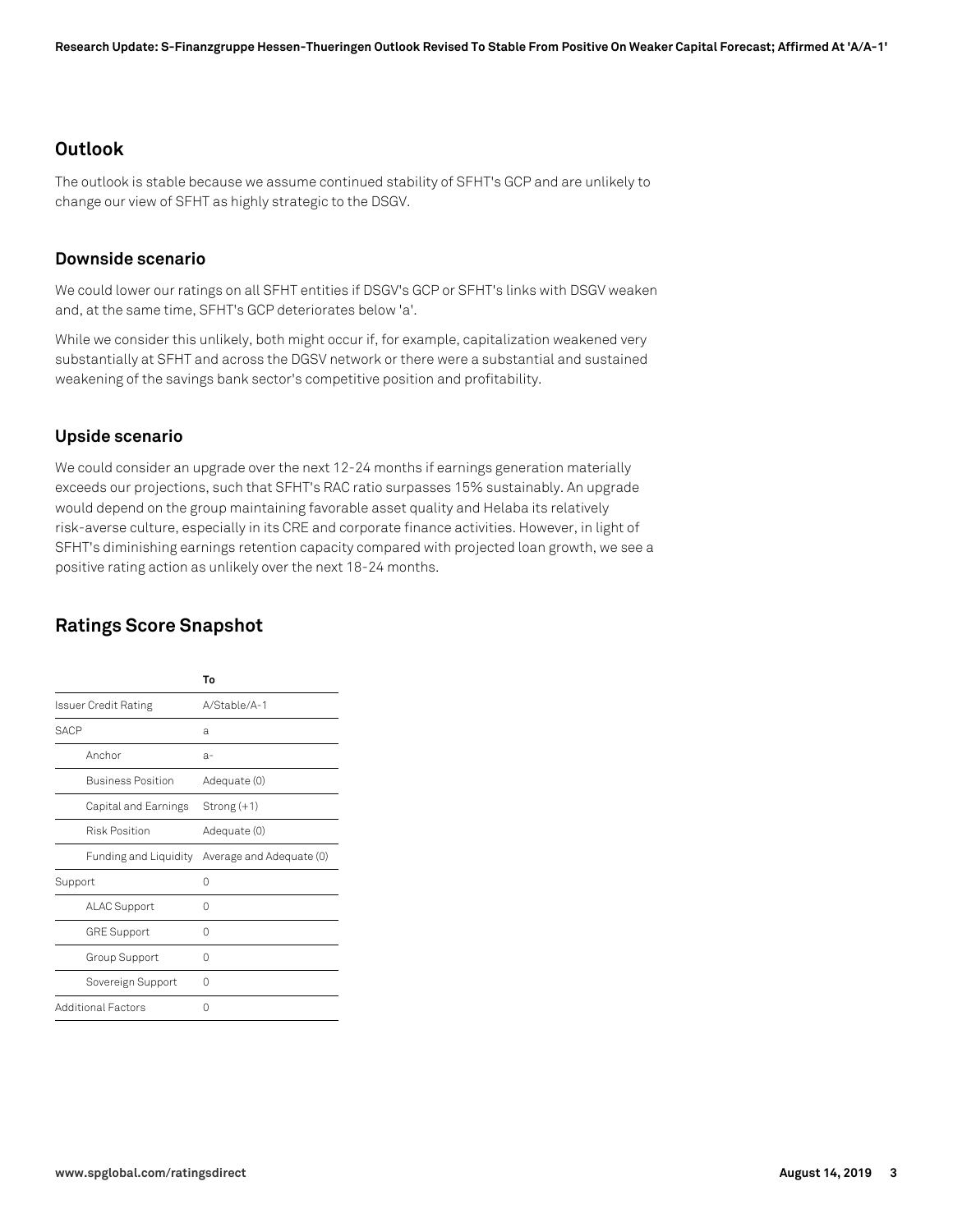## Outlook

The outlook is stable because we assume continued stability of SFHT's GCP and are unlikely to change our view of SFHT as highly strategic to the DSGV.

### Downside scenario

We could lower our ratings on all SFHT entities if DSGV's GCP or SFHT's links with DSGV weaken and, at the same time, SFHT's GCP deteriorates below 'a'.

While we consider this unlikely, both might occur if, for example, capitalization weakened very substantially at SFHT and across the DGSV network or there were a substantial and sustained weakening of the savings bank sector's competitive position and profitability.

### Upside scenario

We could consider an upgrade over the next 12-24 months if earnings generation materially exceeds our projections, such that SFHT's RAC ratio surpasses 15% sustainably. An upgrade would depend on the group maintaining favorable asset quality and Helaba its relatively risk-averse culture, especially in its CRE and corporate finance activities. However, in light of SFHT's diminishing earnings retention capacity compared with projected loan growth, we see a positive rating action as unlikely over the next 18-24 months.

## Ratings Score Snapshot

| | To |
|---|---|
| Issuer Credit Rating | A/Stable/A-1 |
| SACP | a |
| Anchor | a- |
| Business Position | Adequate (0) |
| Capital and Earnings | Strong (+1) |
| Risk Position | Adequate (0) |
| Funding and Liquidity | Average and Adequate (0) |
| Support | 0 |
| ALAC Support | 0 |
| GRE Support | 0 |
| Group Support | 0 |
| Sovereign Support | 0 |
| Additional Factors | 0 |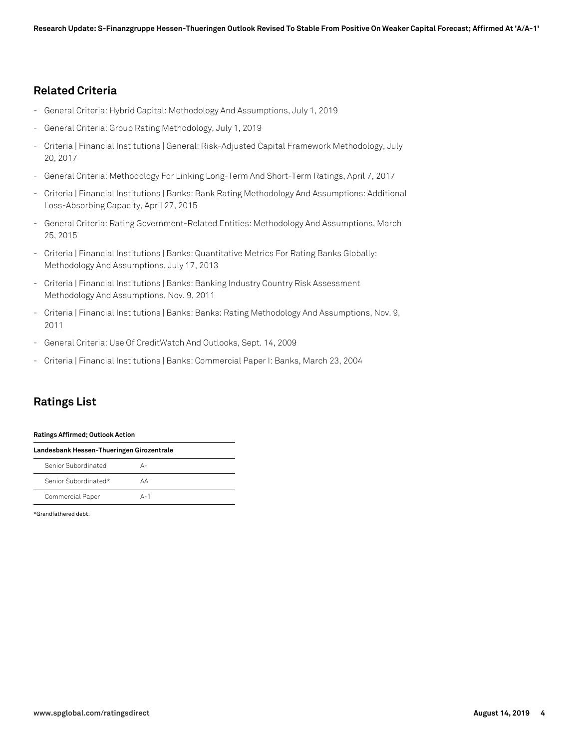## Related Criteria

- General Criteria: Hybrid Capital: Methodology And Assumptions, July 1, 2019
- General Criteria: Group Rating Methodology, July 1, 2019
- Criteria | Financial Institutions | General: Risk-Adjusted Capital Framework Methodology, July 20, 2017
- General Criteria: Methodology For Linking Long-Term And Short-Term Ratings, April 7, 2017
- Criteria | Financial Institutions | Banks: Bank Rating Methodology And Assumptions: Additional Loss-Absorbing Capacity, April 27, 2015
- General Criteria: Rating Government-Related Entities: Methodology And Assumptions, March 25, 2015
- Criteria | Financial Institutions | Banks: Quantitative Metrics For Rating Banks Globally: Methodology And Assumptions, July 17, 2013
- Criteria | Financial Institutions | Banks: Banking Industry Country Risk Assessment Methodology And Assumptions, Nov. 9, 2011
- Criteria | Financial Institutions | Banks: Banks: Rating Methodology And Assumptions, Nov. 9, 2011
- General Criteria: Use Of CreditWatch And Outlooks, Sept. 14, 2009
- Criteria | Financial Institutions | Banks: Commercial Paper I: Banks, March 23, 2004

## Ratings List

**Ratings Affirmed; Outlook Action**

| Landesbank Hessen-Thueringen Girozentrale | |
|---|---|
| Senior Subordinated | A- |
| Senior Subordinated* | AA |
| Commercial Paper | A-1 |

*Grandfathered debt.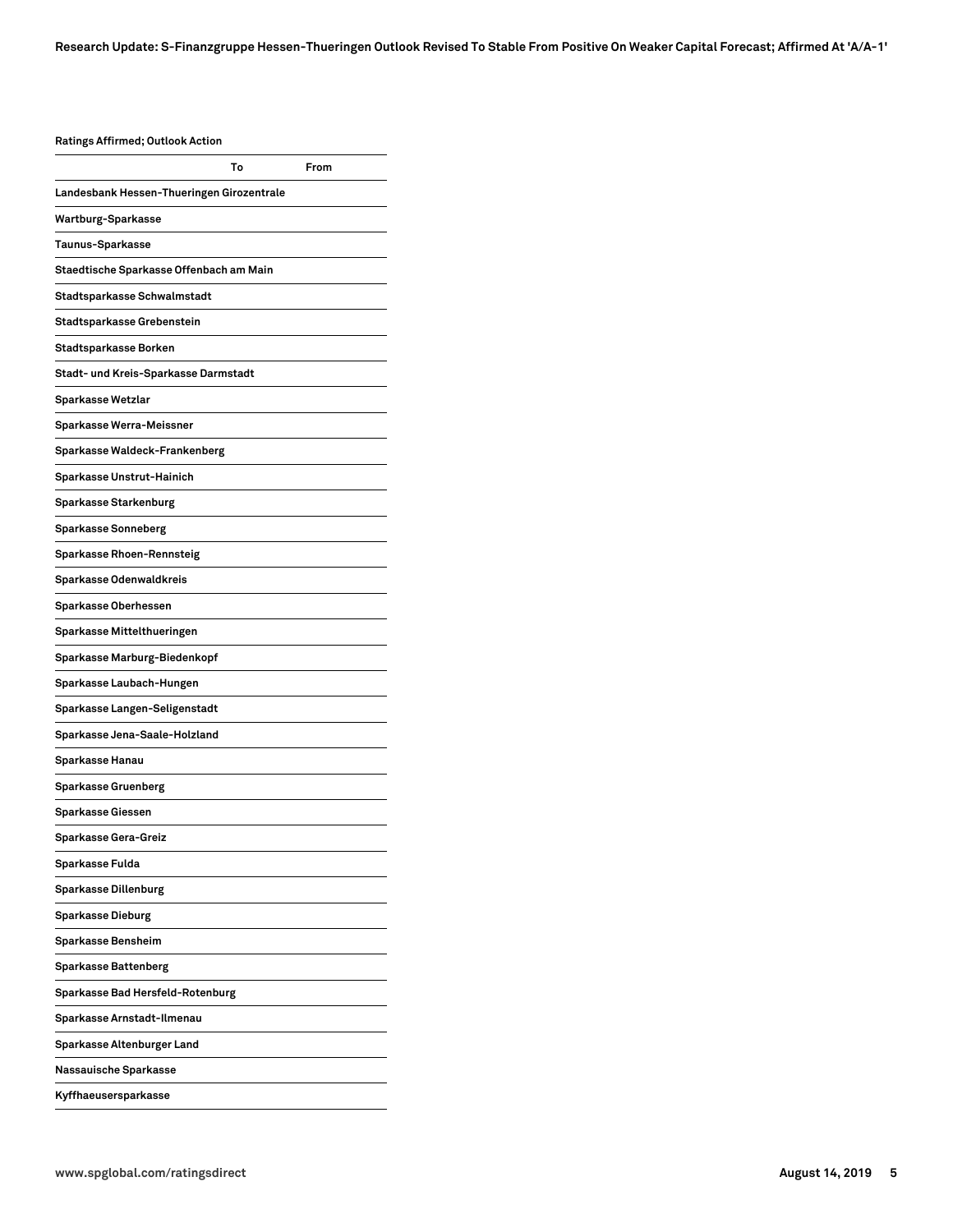**Ratings Affirmed; Outlook Action**

| | To | From |
|---|---|---|
| **Landesbank Hessen-Thueringen Girozentrale** | | |
| **Wartburg-Sparkasse** | | |
| **Taunus-Sparkasse** | | |
| **Staedtische Sparkasse Offenbach am Main** | | |
| **Stadtsparkasse Schwalmstadt** | | |
| **Stadtsparkasse Grebenstein** | | |
| **Stadtsparkasse Borken** | | |
| **Stadt- und Kreis-Sparkasse Darmstadt** | | |
| **Sparkasse Wetzlar** | | |
| **Sparkasse Werra-Meissner** | | |
| **Sparkasse Waldeck-Frankenberg** | | |
| **Sparkasse Unstrut-Hainich** | | |
| **Sparkasse Starkenburg** | | |
| **Sparkasse Sonneberg** | | |
| **Sparkasse Rhoen-Rennsteig** | | |
| **Sparkasse Odenwaldkreis** | | |
| **Sparkasse Oberhessen** | | |
| **Sparkasse Mittelthueringen** | | |
| **Sparkasse Marburg-Biedenkopf** | | |
| **Sparkasse Laubach-Hungen** | | |
| **Sparkasse Langen-Seligenstadt** | | |
| **Sparkasse Jena-Saale-Holzland** | | |
| **Sparkasse Hanau** | | |
| **Sparkasse Gruenberg** | | |
| **Sparkasse Giessen** | | |
| **Sparkasse Gera-Greiz** | | |
| **Sparkasse Fulda** | | |
| **Sparkasse Dillenburg** | | |
| **Sparkasse Dieburg** | | |
| **Sparkasse Bensheim** | | |
| **Sparkasse Battenberg** | | |
| **Sparkasse Bad Hersfeld-Rotenburg** | | |
| **Sparkasse Arnstadt-Ilmenau** | | |
| **Sparkasse Altenburger Land** | | |
| **Nassauische Sparkasse** | | |
| **Kyffhaeusersparkasse** | | |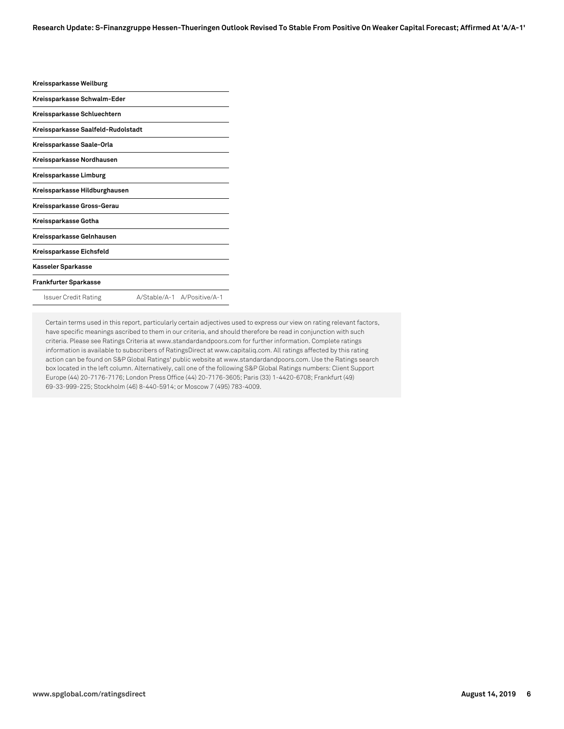| | | |
|---|---|---|
| **Kreissparkasse Weilburg** | | |
| **Kreissparkasse Schwalm-Eder** | | |
| **Kreissparkasse Schluechtern** | | |
| **Kreissparkasse Saalfeld-Rudolstadt** | | |
| **Kreissparkasse Saale-Orla** | | |
| **Kreissparkasse Nordhausen** | | |
| **Kreissparkasse Limburg** | | |
| **Kreissparkasse Hildburghausen** | | |
| **Kreissparkasse Gross-Gerau** | | |
| **Kreissparkasse Gotha** | | |
| **Kreissparkasse Gelnhausen** | | |
| **Kreissparkasse Eichsfeld** | | |
| **Kasseler Sparkasse** | | |
| **Frankfurter Sparkasse** | | |
| Issuer Credit Rating | A/Stable/A-1 | A/Positive/A-1 |

Certain terms used in this report, particularly certain adjectives used to express our view on rating relevant factors, have specific meanings ascribed to them in our criteria, and should therefore be read in conjunction with such criteria. Please see Ratings Criteria at www.standardandpoors.com for further information. Complete ratings information is available to subscribers of RatingsDirect at www.capitaliq.com. All ratings affected by this rating action can be found on S&P Global Ratings' public website at www.standardandpoors.com. Use the Ratings search box located in the left column. Alternatively, call one of the following S&P Global Ratings numbers: Client Support Europe (44) 20-7176-7176; London Press Office (44) 20-7176-3605; Paris (33) 1-4420-6708; Frankfurt (49) 69-33-999-225; Stockholm (46) 8-440-5914; or Moscow 7 (495) 783-4009.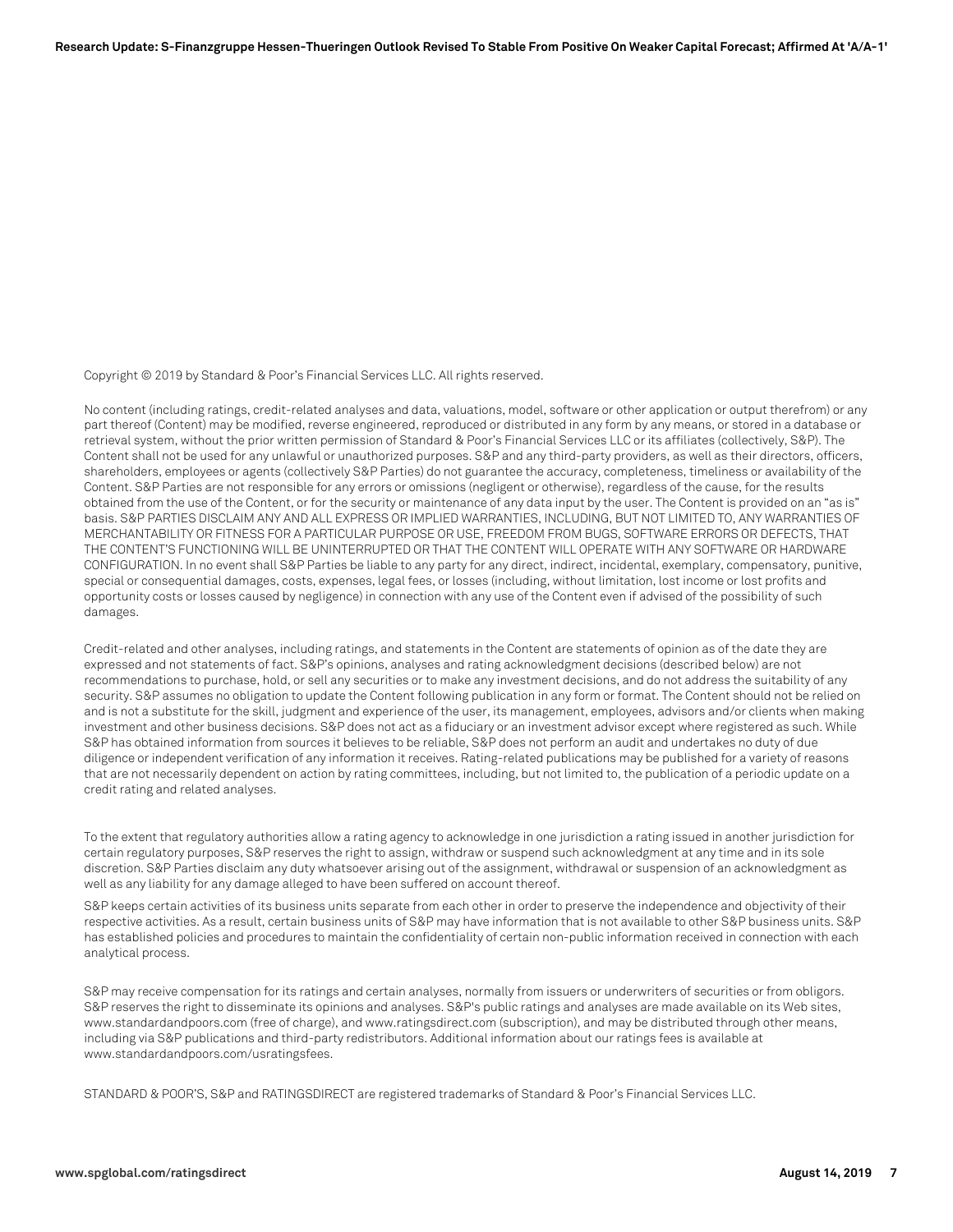Copyright © 2019 by Standard & Poor's Financial Services LLC. All rights reserved.

No content (including ratings, credit-related analyses and data, valuations, model, software or other application or output therefrom) or any part thereof (Content) may be modified, reverse engineered, reproduced or distributed in any form by any means, or stored in a database or retrieval system, without the prior written permission of Standard & Poor's Financial Services LLC or its affiliates (collectively, S&P). The Content shall not be used for any unlawful or unauthorized purposes. S&P and any third-party providers, as well as their directors, officers, shareholders, employees or agents (collectively S&P Parties) do not guarantee the accuracy, completeness, timeliness or availability of the Content. S&P Parties are not responsible for any errors or omissions (negligent or otherwise), regardless of the cause, for the results obtained from the use of the Content, or for the security or maintenance of any data input by the user. The Content is provided on an "as is" basis. S&P PARTIES DISCLAIM ANY AND ALL EXPRESS OR IMPLIED WARRANTIES, INCLUDING, BUT NOT LIMITED TO, ANY WARRANTIES OF MERCHANTABILITY OR FITNESS FOR A PARTICULAR PURPOSE OR USE, FREEDOM FROM BUGS, SOFTWARE ERRORS OR DEFECTS, THAT THE CONTENT'S FUNCTIONING WILL BE UNINTERRUPTED OR THAT THE CONTENT WILL OPERATE WITH ANY SOFTWARE OR HARDWARE CONFIGURATION. In no event shall S&P Parties be liable to any party for any direct, indirect, incidental, exemplary, compensatory, punitive, special or consequential damages, costs, expenses, legal fees, or losses (including, without limitation, lost income or lost profits and opportunity costs or losses caused by negligence) in connection with any use of the Content even if advised of the possibility of such damages.

Credit-related and other analyses, including ratings, and statements in the Content are statements of opinion as of the date they are expressed and not statements of fact. S&P's opinions, analyses and rating acknowledgment decisions (described below) are not recommendations to purchase, hold, or sell any securities or to make any investment decisions, and do not address the suitability of any security. S&P assumes no obligation to update the Content following publication in any form or format. The Content should not be relied on and is not a substitute for the skill, judgment and experience of the user, its management, employees, advisors and/or clients when making investment and other business decisions. S&P does not act as a fiduciary or an investment advisor except where registered as such. While S&P has obtained information from sources it believes to be reliable, S&P does not perform an audit and undertakes no duty of due diligence or independent verification of any information it receives. Rating-related publications may be published for a variety of reasons that are not necessarily dependent on action by rating committees, including, but not limited to, the publication of a periodic update on a credit rating and related analyses.

To the extent that regulatory authorities allow a rating agency to acknowledge in one jurisdiction a rating issued in another jurisdiction for certain regulatory purposes, S&P reserves the right to assign, withdraw or suspend such acknowledgment at any time and in its sole discretion. S&P Parties disclaim any duty whatsoever arising out of the assignment, withdrawal or suspension of an acknowledgment as well as any liability for any damage alleged to have been suffered on account thereof.

S&P keeps certain activities of its business units separate from each other in order to preserve the independence and objectivity of their respective activities. As a result, certain business units of S&P may have information that is not available to other S&P business units. S&P has established policies and procedures to maintain the confidentiality of certain non-public information received in connection with each analytical process.

S&P may receive compensation for its ratings and certain analyses, normally from issuers or underwriters of securities or from obligors. S&P reserves the right to disseminate its opinions and analyses. S&P's public ratings and analyses are made available on its Web sites, www.standardandpoors.com (free of charge), and www.ratingsdirect.com (subscription), and may be distributed through other means, including via S&P publications and third-party redistributors. Additional information about our ratings fees is available at www.standardandpoors.com/usratingsfees.

STANDARD & POOR'S, S&P and RATINGSDIRECT are registered trademarks of Standard & Poor's Financial Services LLC.